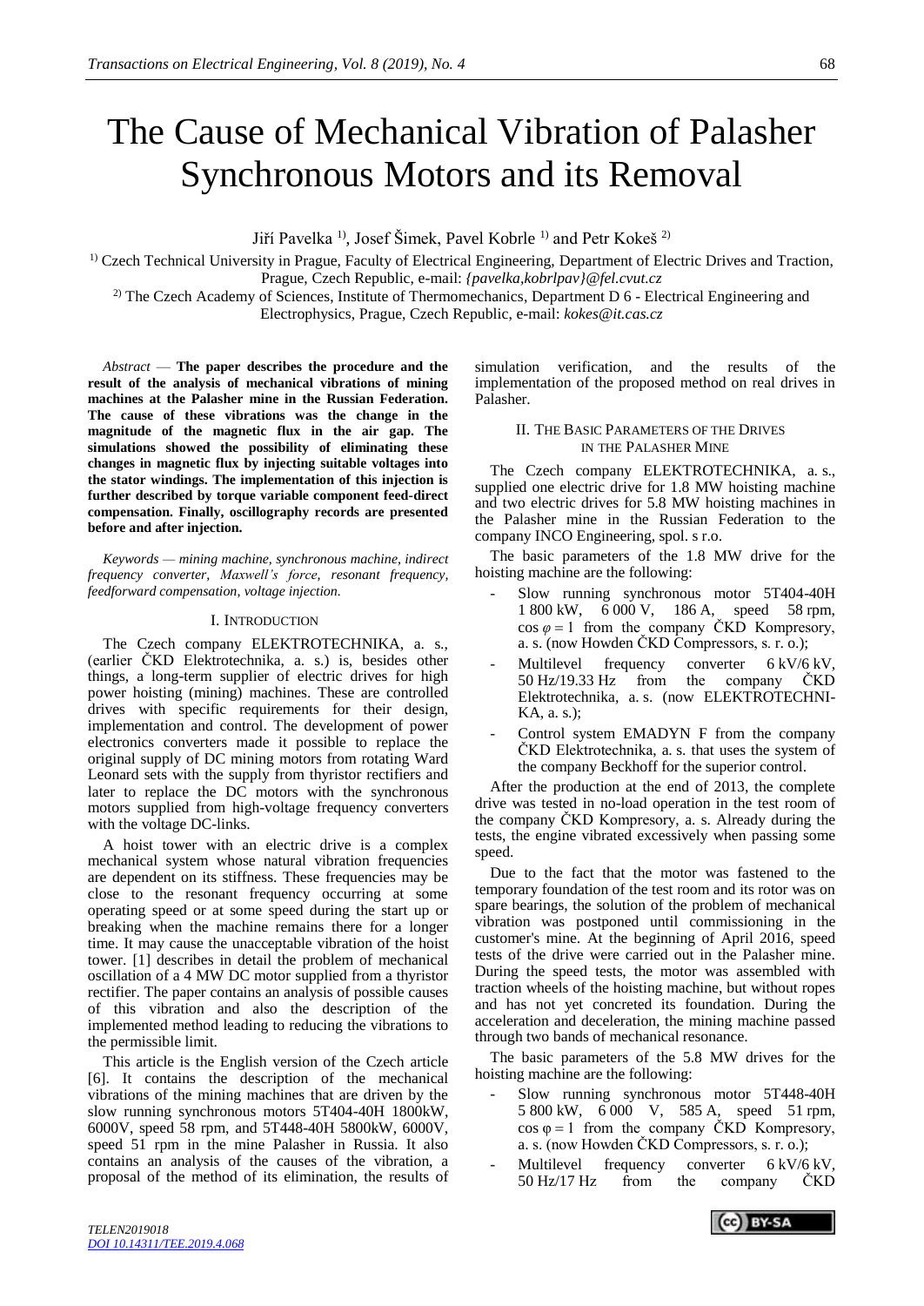# The Cause of Mechanical Vibration of Palasher Synchronous Motors and its Removal

Jiří Pavelka [1)], Josef Šimek, Pavel Kobrle [1)] and Petr Kokeš [2)]

[1)] Czech Technical University in Prague, Faculty of Electrical Engineering, Department of Electric Drives and Traction, Prague, Czech Republic, e-mail: *{pavelka,kobrlpav}@fel.cvut.cz*

[2)] The Czech Academy of Sciences, Institute of Thermomechanics, Department D 6 - Electrical Engineering and Electrophysics, Prague, Czech Republic, e-mail: *kokes@it.cas.cz*

*Abstract* — **The paper describes the procedure and the result of the analysis of mechanical vibrations of mining machines at the Palasher mine in the Russian Federation. The cause of these vibrations was the change in the magnitude of the magnetic flux in the air gap. The simulations showed the possibility of eliminating these changes in magnetic flux by injecting suitable voltages into the stator windings. The implementation of this injection is further described by torque variable component feed-direct compensation. Finally, oscillography records are presented before and after injection.**

*Keywords — mining machine, synchronous machine, indirect frequency converter, Maxwell's force, resonant frequency, feedforward compensation, voltage injection.*

## I. Introduction

The Czech company ELEKTROTECHNIKA, a. s., (earlier ČKD Elektrotechnika, a. s.) is, besides other things, a long-term supplier of electric drives for high power hoisting (mining) machines. These are controlled drives with specific requirements for their design, implementation and control. The development of power electronics converters made it possible to replace the original supply of DC mining motors from rotating Ward Leonard sets with the supply from thyristor rectifiers and later to replace the DC motors with the synchronous motors supplied from high-voltage frequency converters with the voltage DC-links.

A hoist tower with an electric drive is a complex mechanical system whose natural vibration frequencies are dependent on its stiffness. These frequencies may be close to the resonant frequency occurring at some operating speed or at some speed during the start up or breaking when the machine remains there for a longer time. It may cause the unacceptable vibration of the hoist tower. [1] describes in detail the problem of mechanical oscillation of a 4 MW DC motor supplied from a thyristor rectifier. The paper contains an analysis of possible causes of this vibration and also the description of the implemented method leading to reducing the vibrations to the permissible limit.

This article is the English version of the Czech article [6]. It contains the description of the mechanical vibrations of the mining machines that are driven by the slow running synchronous motors 5T404-40H 1800kW, 6000V, speed 58 rpm, and 5T448-40H 5800kW, 6000V, speed 51 rpm in the mine Palasher in Russia. It also contains an analysis of the causes of the vibration, a proposal of the method of its elimination, the results of simulation verification, and the results of the implementation of the proposed method on real drives in Palasher.

## II. The Basic Parameters of the Drives in the Palasher Mine

The Czech company ELEKTROTECHNIKA, a. s., supplied one electric drive for 1.8 MW hoisting machine and two electric drives for 5.8 MW hoisting machines in the Palasher mine in the Russian Federation to the company INCO Engineering, spol. s r.o.

The basic parameters of the 1.8 MW drive for the hoisting machine are the following:

- Slow running synchronous motor 5T404-40H 1 800 kW, 6 000 V, 186 A, speed 58 rpm, $\cos \varphi = 1$ from the company ČKD Kompresory, a. s. (now Howden ČKD Compressors, s. r. o.);
- Multilevel frequency converter 6 kV/6 kV, 50 Hz/19.33 Hz from the company ČKD Elektrotechnika, a. s. (now ELEKTROTECHNIKA, a. s.);
- Control system EMADYN F from the company ČKD Elektrotechnika, a. s. that uses the system of the company Beckhoff for the superior control.

After the production at the end of 2013, the complete drive was tested in no-load operation in the test room of the company ČKD Kompresory, a. s. Already during the tests, the engine vibrated excessively when passing some speed.

Due to the fact that the motor was fastened to the temporary foundation of the test room and its rotor was on spare bearings, the solution of the problem of mechanical vibration was postponed until commissioning in the customer's mine. At the beginning of April 2016, speed tests of the drive were carried out in the Palasher mine. During the speed tests, the motor was assembled with traction wheels of the hoisting machine, but without ropes and has not yet concreted its foundation. During the acceleration and deceleration, the mining machine passed through two bands of mechanical resonance.

The basic parameters of the 5.8 MW drives for the hoisting machine are the following:

- Slow running synchronous motor 5T448-40H 5 800 kW, 6 000 V, 585 A, speed 51 rpm, $\cos \varphi = 1$ from the company ČKD Kompresory, a. s. (now Howden ČKD Compressors, s. r. o.);
- Multilevel frequency converter 6 kV/6 kV, 50 Hz/17 Hz from the company ČKD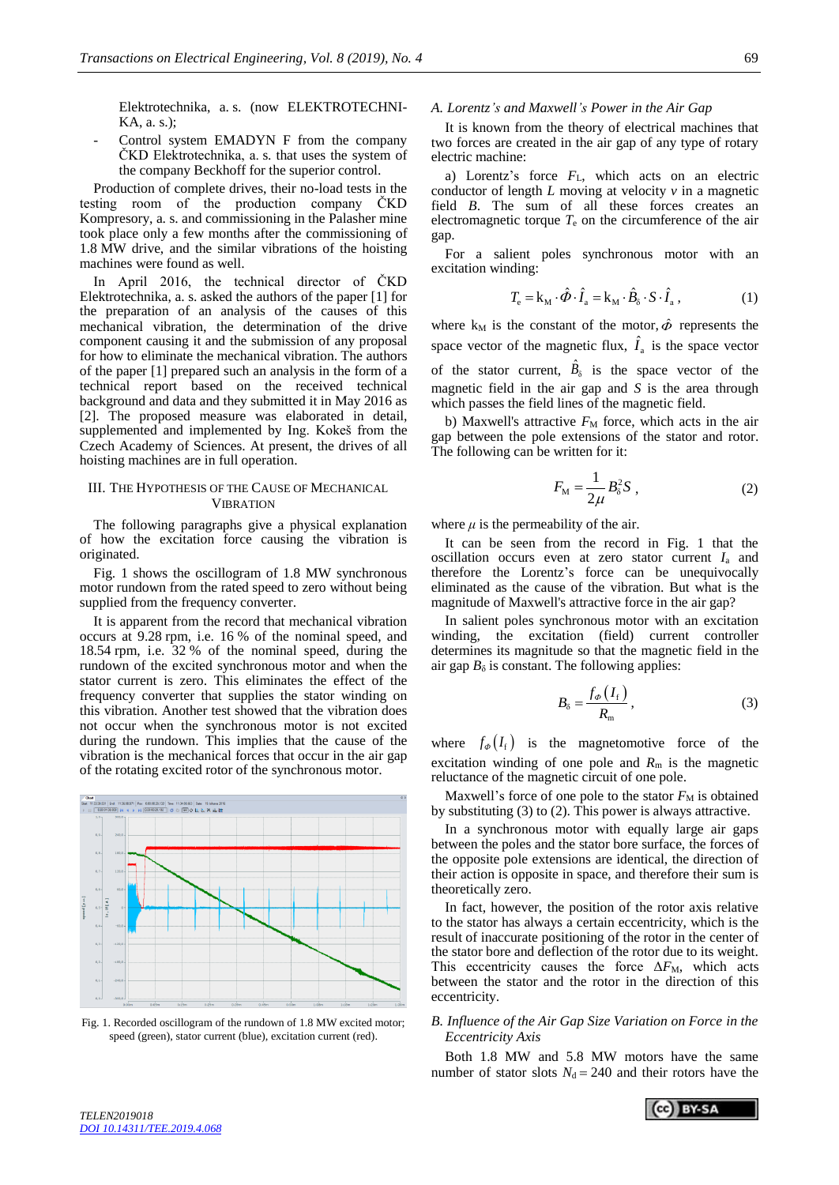Elektrotechnika, a. s. (now ELEKTROTECHNIKA, a. s.);

- Control system EMADYN F from the company ČKD Elektrotechnika, a. s. that uses the system of the company Beckhoff for the superior control.

Production of complete drives, their no-load tests in the testing room of the production company ČKD Kompresory, a. s. and commissioning in the Palasher mine took place only a few months after the commissioning of 1.8 MW drive, and the similar vibrations of the hoisting machines were found as well.

In April 2016, the technical director of ČKD Elektrotechnika, a. s. asked the authors of the paper [1] for the preparation of an analysis of the causes of this mechanical vibration, the determination of the drive component causing it and the submission of any proposal for how to eliminate the mechanical vibration. The authors of the paper [1] prepared such an analysis in the form of a technical report based on the received technical background and data and they submitted it in May 2016 as [2]. The proposed measure was elaborated in detail, supplemented and implemented by Ing. Kokeš from the Czech Academy of Sciences. At present, the drives of all hoisting machines are in full operation.

## III. The Hypothesis of the Cause of Mechanical Vibration

The following paragraphs give a physical explanation of how the excitation force causing the vibration is originated.

Fig. 1 shows the oscillogram of 1.8 MW synchronous motor rundown from the rated speed to zero without being supplied from the frequency converter.

It is apparent from the record that mechanical vibration occurs at 9.28 rpm, i.e. 16 % of the nominal speed, and 18.54 rpm, i.e. 32 % of the nominal speed, during the rundown of the excited synchronous motor and when the stator current is zero. This eliminates the effect of the frequency converter that supplies the stator winding on this vibration. Another test showed that the vibration does not occur when the synchronous motor is not excited during the rundown. This implies that the cause of the vibration is the mechanical forces that occur in the air gap of the rotating excited rotor of the synchronous motor.

Fig. 1. Recorded oscillogram of the rundown of 1.8 MW excited motor; speed (green), stator current (blue), excitation current (red).

### A. Lorentz's and Maxwell's Power in the Air Gap

It is known from the theory of electrical machines that two forces are created in the air gap of any type of rotary electric machine:

a) Lorentz's force $F_L$, which acts on an electric conductor of length $L$ moving at velocity $v$ in a magnetic field $B$. The sum of all these forces creates an electromagnetic torque $T_e$ on the circumference of the air gap.

For a salient poles synchronous motor with an excitation winding:

$$T_e = k_M \cdot \hat{\Phi} \cdot \hat{I}_a = k_M \cdot \hat{B}_\delta \cdot S \cdot \hat{I}_a \, , \qquad (1)$$

where $k_M$ is the constant of the motor, $\hat{\Phi}$ represents the space vector of the magnetic flux, $\hat{I}_a$ is the space vector of the stator current, $\hat{B}_\delta$ is the space vector of the magnetic field in the air gap and $S$ is the area through which passes the field lines of the magnetic field.

b) Maxwell's attractive $F_M$ force, which acts in the air gap between the pole extensions of the stator and rotor. The following can be written for it:

$$F_M = \frac{1}{2\mu} B_\delta^2 S \, , \qquad (2)$$

where $\mu$ is the permeability of the air.

It can be seen from the record in Fig. 1 that the oscillation occurs even at zero stator current $I_a$ and therefore the Lorentz's force can be unequivocally eliminated as the cause of the vibration. But what is the magnitude of Maxwell's attractive force in the air gap?

In salient poles synchronous motor with an excitation winding, the excitation (field) current controller determines its magnitude so that the magnetic field in the air gap $B_\delta$ is constant. The following applies:

$$B_\delta = \frac{f_\Phi(I_f)}{R_m} \, , \qquad (3)$$

where $f_\Phi(I_f)$ is the magnetomotive force of the excitation winding of one pole and $R_m$ is the magnetic reluctance of the magnetic circuit of one pole.

Maxwell's force of one pole to the stator $F_M$ is obtained by substituting (3) to (2). This power is always attractive.

In a synchronous motor with equally large air gaps between the poles and the stator bore surface, the forces of the opposite pole extensions are identical, the direction of their action is opposite in space, and therefore their sum is theoretically zero.

In fact, however, the position of the rotor axis relative to the stator has always a certain eccentricity, which is the result of inaccurate positioning of the rotor in the center of the stator bore and deflection of the rotor due to its weight. This eccentricity causes the force $\Delta F_M$, which acts between the stator and the rotor in the direction of this eccentricity.

### B. Influence of the Air Gap Size Variation on Force in the Eccentricity Axis

Both 1.8 MW and 5.8 MW motors have the same number of stator slots $N_d = 240$ and their rotors have the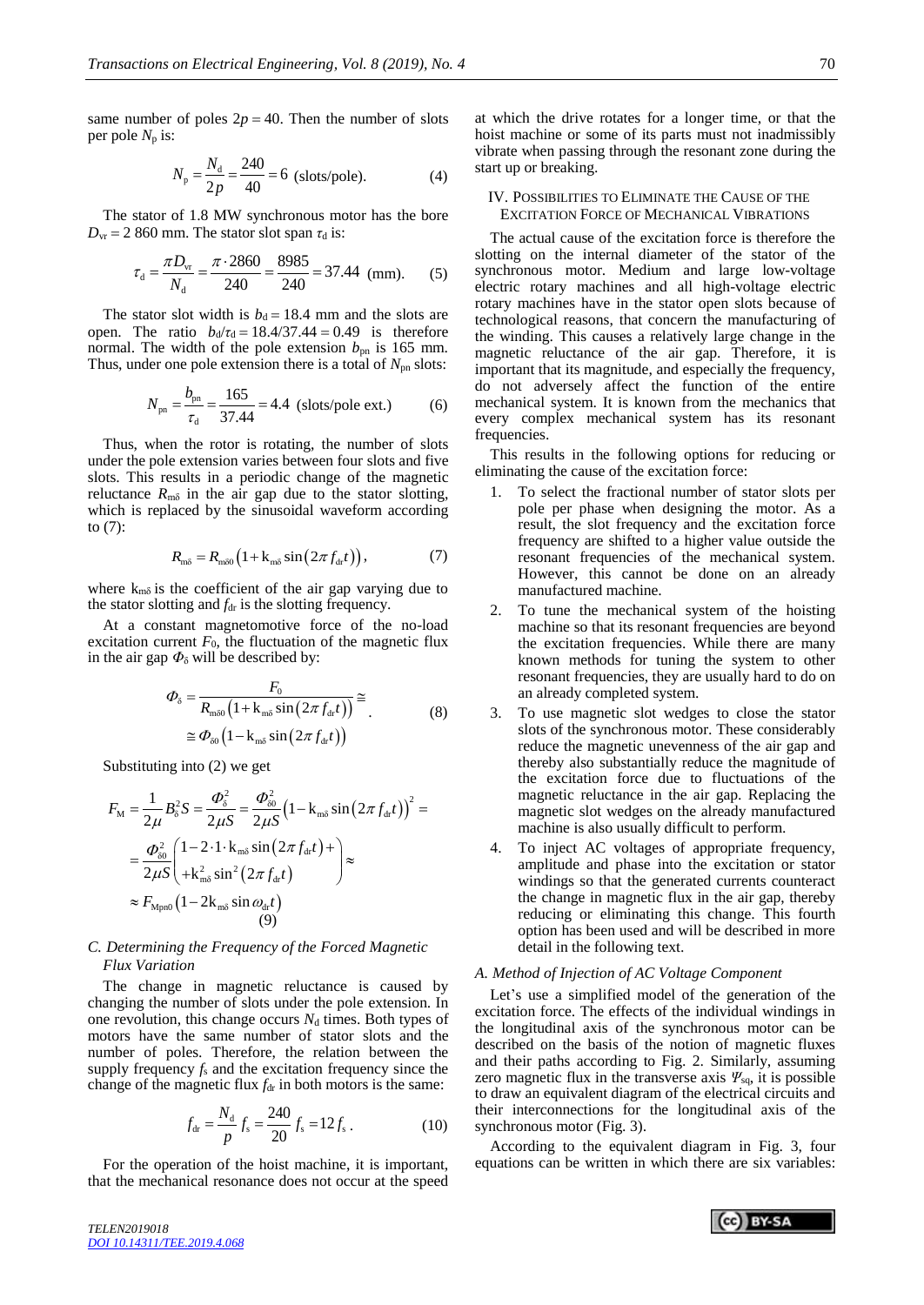same number of poles $2p = 40$. Then the number of slots per pole $N_p$ is:

$$N_p = \frac{N_d}{2p} = \frac{240}{40} = 6 \text{ (slots/pole).} \tag{4}$$

The stator of 1.8 MW synchronous motor has the bore $D_{vr} = 2\,860$ mm. The stator slot span $\tau_d$ is:

$$\tau_d = \frac{\pi D_{vr}}{N_d} = \frac{\pi \cdot 2860}{240} = \frac{8985}{240} = 37.44 \text{ (mm).} \tag{5}$$

The stator slot width is $b_d = 18.4$ mm and the slots are open. The ratio $b_d/\tau_d = 18.4/37.44 = 0.49$ is therefore normal. The width of the pole extension $b_{pn}$ is 165 mm. Thus, under one pole extension there is a total of $N_{pn}$ slots:

$$N_{pn} = \frac{b_{pn}}{\tau_d} = \frac{165}{37.44} = 4.4 \text{ (slots/pole ext.)} \tag{6}$$

Thus, when the rotor is rotating, the number of slots under the pole extension varies between four slots and five slots. This results in a periodic change of the magnetic reluctance $R_{m\delta}$ in the air gap due to the stator slotting, which is replaced by the sinusoidal waveform according to (7):

$$R_{m\delta} = R_{m\delta 0}\left(1 + \mathrm{k}_{m\delta} \sin\left(2\pi f_{dr} t\right)\right), \tag{7}$$

where $\mathrm{k}_{m\delta}$ is the coefficient of the air gap varying due to the stator slotting and $f_{dr}$ is the slotting frequency.

At a constant magnetomotive force of the no-load excitation current $F_0$, the fluctuation of the magnetic flux in the air gap $\Phi_\delta$ will be described by:

$$\begin{aligned} \Phi_\delta &= \frac{F_0}{R_{m\delta 0}\left(1 + \mathrm{k}_{m\delta} \sin\left(2\pi f_{dr} t\right)\right)} \cong \\ &\cong \Phi_{\delta 0}\left(1 - \mathrm{k}_{m\delta} \sin\left(2\pi f_{dr} t\right)\right) \end{aligned} \tag{8}$$

Substituting into (2) we get

$$\begin{aligned} F_M &= \frac{1}{2\mu} B_\delta^2 S = \frac{\Phi_\delta^2}{2\mu S} = \frac{\Phi_{\delta 0}^2}{2\mu S}\left(1 - \mathrm{k}_{m\delta} \sin\left(2\pi f_{dr} t\right)\right)^2 = \\ &= \frac{\Phi_{\delta 0}^2}{2\mu S}\begin{pmatrix} 1 - 2 \cdot 1 \cdot \mathrm{k}_{m\delta} \sin\left(2\pi f_{dr} t\right) + \\ + \mathrm{k}_{m\delta}^2 \sin^2\left(2\pi f_{dr} t\right) \end{pmatrix} \approx \\ &\approx F_{Mpn0}\left(1 - 2\mathrm{k}_{m\delta} \sin \omega_{dr} t\right) \end{aligned} \tag{9}$$

### C. Determining the Frequency of the Forced Magnetic Flux Variation

The change in magnetic reluctance is caused by changing the number of slots under the pole extension. In one revolution, this change occurs $N_d$ times. Both types of motors have the same number of stator slots and the number of poles. Therefore, the relation between the supply frequency $f_s$ and the excitation frequency since the change of the magnetic flux $f_{dr}$ in both motors is the same:

$$f_{dr} = \frac{N_d}{p} f_s = \frac{240}{20} f_s = 12 f_s. \tag{10}$$

For the operation of the hoist machine, it is important, that the mechanical resonance does not occur at the speed at which the drive rotates for a longer time, or that the hoist machine or some of its parts must not inadmissibly vibrate when passing through the resonant zone during the start up or breaking.

## IV. Possibilities to Eliminate the Cause of the Excitation Force of Mechanical Vibrations

The actual cause of the excitation force is therefore the slotting on the internal diameter of the stator of the synchronous motor. Medium and large low-voltage electric rotary machines and all high-voltage electric rotary machines have in the stator open slots because of technological reasons, that concern the manufacturing of the winding. This causes a relatively large change in the magnetic reluctance of the air gap. Therefore, it is important that its magnitude, and especially the frequency, do not adversely affect the function of the entire mechanical system. It is known from the mechanics that every complex mechanical system has its resonant frequencies.

This results in the following options for reducing or eliminating the cause of the excitation force:

1. To select the fractional number of stator slots per pole per phase when designing the motor. As a result, the slot frequency and the excitation force frequency are shifted to a higher value outside the resonant frequencies of the mechanical system. However, this cannot be done on an already manufactured machine.
2. To tune the mechanical system of the hoisting machine so that its resonant frequencies are beyond the excitation frequencies. While there are many known methods for tuning the system to other resonant frequencies, they are usually hard to do on an already completed system.
3. To use magnetic slot wedges to close the stator slots of the synchronous motor. These considerably reduce the magnetic unevenness of the air gap and thereby also substantially reduce the magnitude of the excitation force due to fluctuations of the magnetic reluctance in the air gap. Replacing the magnetic slot wedges on the already manufactured machine is also usually difficult to perform.
4. To inject AC voltages of appropriate frequency, amplitude and phase into the excitation or stator windings so that the generated currents counteract the change in magnetic flux in the air gap, thereby reducing or eliminating this change. This fourth option has been used and will be described in more detail in the following text.

### A. Method of Injection of AC Voltage Component

Let's use a simplified model of the generation of the excitation force. The effects of the individual windings in the longitudinal axis of the synchronous motor can be described on the basis of the notion of magnetic fluxes and their paths according to Fig. 2. Similarly, assuming zero magnetic flux in the transverse axis $\Psi_{sq}$, it is possible to draw an equivalent diagram of the electrical circuits and their interconnections for the longitudinal axis of the synchronous motor (Fig. 3).

According to the equivalent diagram in Fig. 3, four equations can be written in which there are six variables: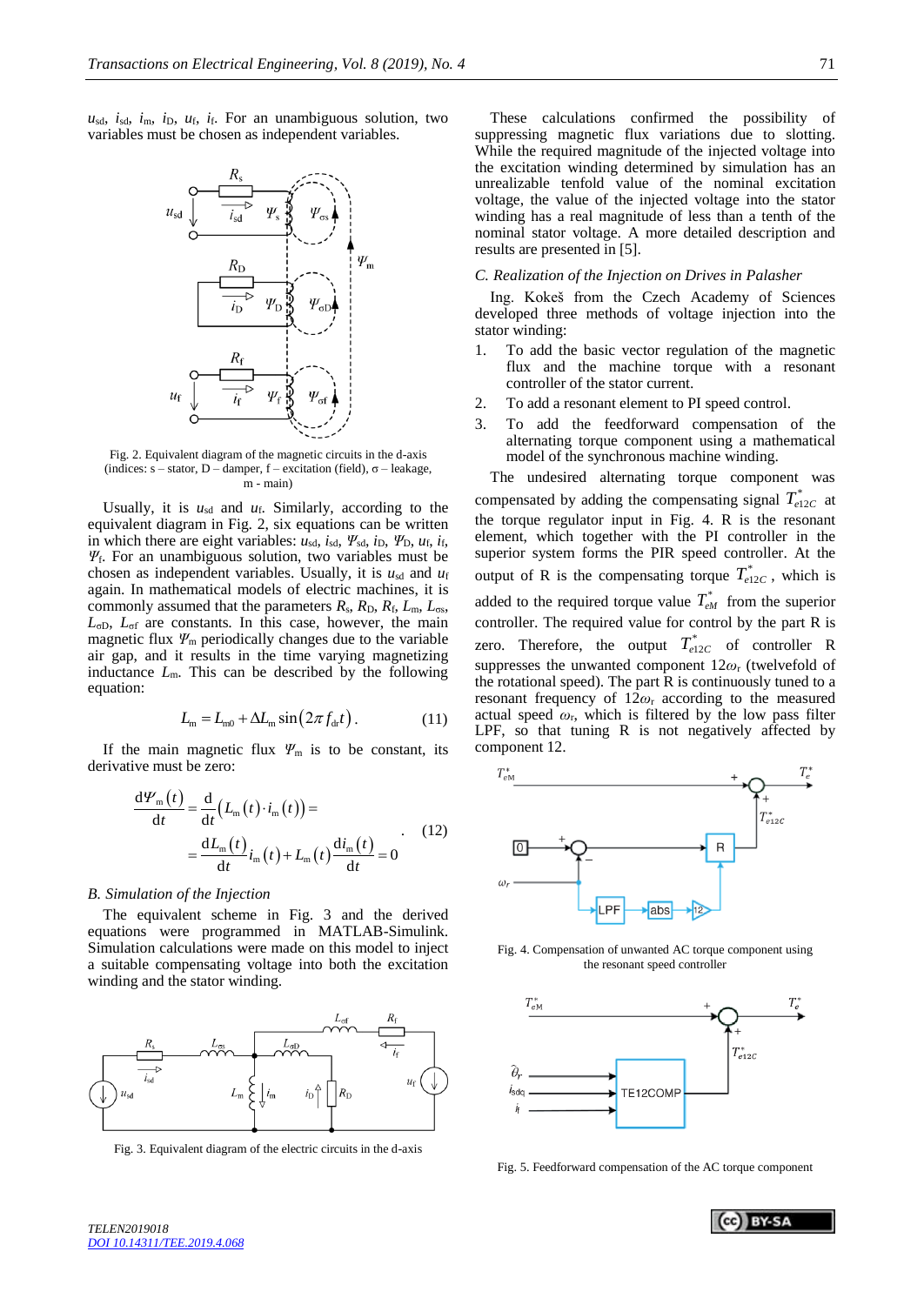$u_{sd}$, $i_{sd}$, $i_m$, $i_D$, $u_f$, $i_f$. For an unambiguous solution, two variables must be chosen as independent variables.

Fig. 2. Equivalent diagram of the magnetic circuits in the d-axis (indices: s – stator, D – damper, f – excitation (field), σ – leakage, m - main)

Usually, it is $u_{sd}$ and $u_f$. Similarly, according to the equivalent diagram in Fig. 2, six equations can be written in which there are eight variables: $u_{sd}$, $i_{sd}$, $\Psi_{sd}$, $i_D$, $\Psi_D$, $u_f$, $i_f$, $\Psi_f$. For an unambiguous solution, two variables must be chosen as independent variables. Usually, it is $u_{sd}$ and $u_f$ again. In mathematical models of electric machines, it is commonly assumed that the parameters $R_s$, $R_D$, $R_f$, $L_m$, $L_{\sigma s}$, $L_{\sigma D}$, $L_{\sigma f}$ are constants. In this case, however, the main magnetic flux $\Psi_m$ periodically changes due to the variable air gap, and it results in the time varying magnetizing inductance $L_m$. This can be described by the following equation:

$$L_m = L_{m0} + \Delta L_m \sin\left(2\pi f_{dr} t\right). \tag{11}$$

If the main magnetic flux $\Psi_m$ is to be constant, its derivative must be zero:

$$\begin{aligned}\frac{\mathrm{d}\Psi_m(t)}{\mathrm{d}t} &= \frac{\mathrm{d}}{\mathrm{d}t}\left(L_m(t)\cdot i_m(t)\right) = \\ &= \frac{\mathrm{d}L_m(t)}{\mathrm{d}t} i_m(t) + L_m(t)\frac{\mathrm{d}i_m(t)}{\mathrm{d}t} = 0\end{aligned} \tag{12}$$

### B. Simulation of the Injection

The equivalent scheme in Fig. 3 and the derived equations were programmed in MATLAB-Simulink. Simulation calculations were made on this model to inject a suitable compensating voltage into both the excitation winding and the stator winding.

Fig. 3. Equivalent diagram of the electric circuits in the d-axis

These calculations confirmed the possibility of suppressing magnetic flux variations due to slotting. While the required magnitude of the injected voltage into the excitation winding determined by simulation has an unrealizable tenfold value of the nominal excitation voltage, the value of the injected voltage into the stator winding has a real magnitude of less than a tenth of the nominal stator voltage. A more detailed description and results are presented in [5].

### C. Realization of the Injection on Drives in Palasher

Ing. Kokeš from the Czech Academy of Sciences developed three methods of voltage injection into the stator winding:

1. To add the basic vector regulation of the magnetic flux and the machine torque with a resonant controller of the stator current.
2. To add a resonant element to PI speed control.
3. To add the feedforward compensation of the alternating torque component using a mathematical model of the synchronous machine winding.

The undesired alternating torque component was compensated by adding the compensating signal $T^*_{e12C}$ at the torque regulator input in Fig. 4. R is the resonant element, which together with the PI controller in the superior system forms the PIR speed controller. At the output of R is the compensating torque $T^*_{e12C}$, which is added to the required torque value $T^*_{eM}$ from the superior controller. The required value for control by the part R is zero. Therefore, the output $T^*_{e12C}$ of controller R suppresses the unwanted component $12\omega_r$ (twelvefold of the rotational speed). The part R is continuously tuned to a resonant frequency of $12\omega_r$ according to the measured actual speed $\omega_r$, which is filtered by the low pass filter LPF, so that tuning R is not negatively affected by component 12.

Fig. 4. Compensation of unwanted AC torque component using the resonant speed controller

Fig. 5. Feedforward compensation of the AC torque component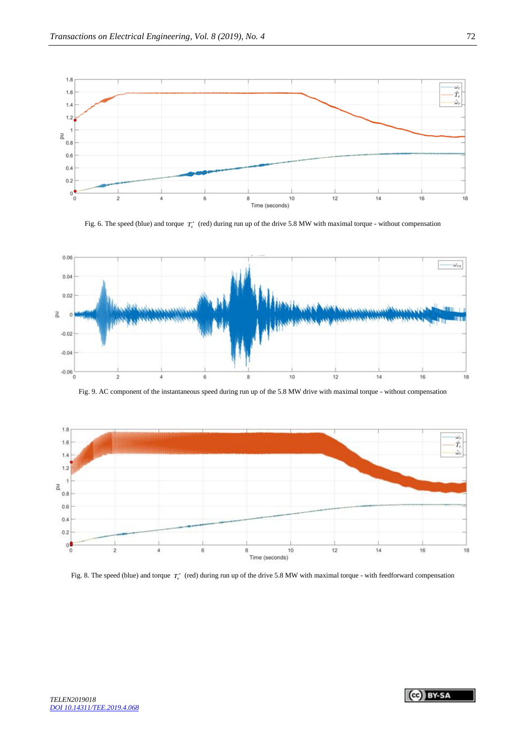Fig. 6. The speed (blue) and torque $T_e^*$ (red) during run up of the drive 5.8 MW with maximal torque - without compensation

Fig. 9. AC component of the instantaneous speed during run up of the 5.8 MW drive with maximal torque - without compensation

Fig. 8. The speed (blue) and torque $T_e^*$ (red) during run up of the drive 5.8 MW with maximal torque - with feedforward compensation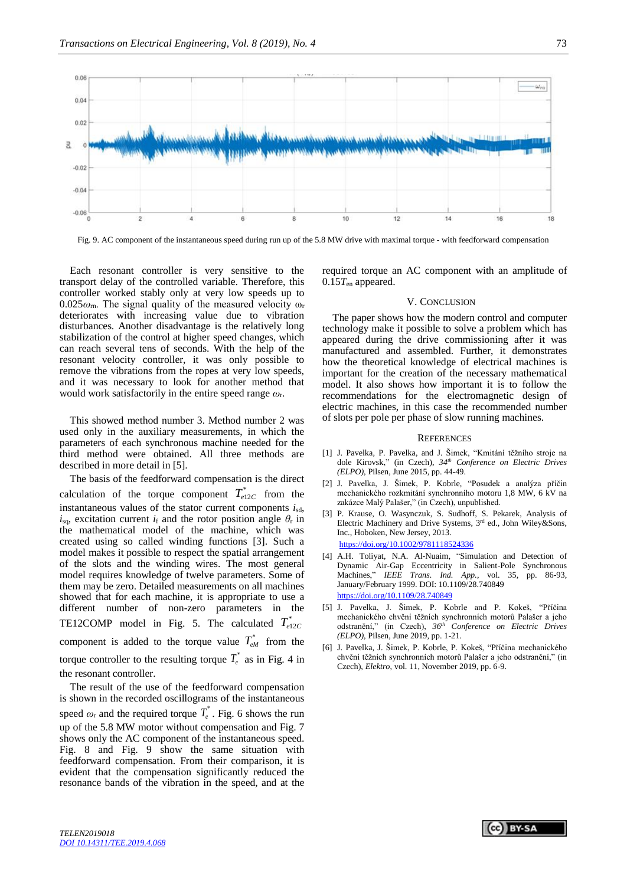0.06
0.04
0.02
pu 0
-0.02
-0.04
-0.06
0 2 4 6 8 10 12 14 16 18
$\omega_{ra}$

Fig. 9. AC component of the instantaneous speed during run up of the 5.8 MW drive with maximal torque - with feedforward compensation

Each resonant controller is very sensitive to the transport delay of the controlled variable. Therefore, this controller worked stably only at very low speeds up to $0.025\omega_{rn}$. The signal quality of the measured velocity $\omega_r$ deteriorates with increasing value due to vibration disturbances. Another disadvantage is the relatively long stabilization of the control at higher speed changes, which can reach several tens of seconds. With the help of the resonant velocity controller, it was only possible to remove the vibrations from the ropes at very low speeds, and it was necessary to look for another method that would work satisfactorily in the entire speed range $\omega_r$.

This showed method number 3. Method number 2 was used only in the auxiliary measurements, in which the parameters of each synchronous machine needed for the third method were obtained. All three methods are described in more detail in [5].

The basis of the feedforward compensation is the direct calculation of the torque component $T^*_{e12C}$ from the instantaneous values of the stator current components $i_{sd}$, $i_{sq}$, excitation current $i_f$ and the rotor position angle $\theta_r$ in the mathematical model of the machine, which was created using so called winding functions [3]. Such a model makes it possible to respect the spatial arrangement of the slots and the winding wires. The most general model requires knowledge of twelve parameters. Some of them may be zero. Detailed measurements on all machines showed that for each machine, it is appropriate to use a different number of non-zero parameters in the TE12COMP model in Fig. 5. The calculated $T^*_{e12C}$ component is added to the torque value $T^*_{eM}$ from the torque controller to the resulting torque $T^*_e$ as in Fig. 4 in the resonant controller.

The result of the use of the feedforward compensation is shown in the recorded oscillograms of the instantaneous speed $\omega_r$ and the required torque $T^*_e$. Fig. 6 shows the run up of the 5.8 MW motor without compensation and Fig. 7 shows only the AC component of the instantaneous speed. Fig. 8 and Fig. 9 show the same situation with feedforward compensation. From their comparison, it is evident that the compensation significantly reduced the resonance bands of the vibration in the speed, and at the required torque an AC component with an amplitude of $0.15T_{en}$ appeared.

## V. Conclusion

The paper shows how the modern control and computer technology make it possible to solve a problem which has appeared during the drive commissioning after it was manufactured and assembled. Further, it demonstrates how the theoretical knowledge of electrical machines is important for the creation of the necessary mathematical model. It also shows how important it is to follow the recommendations for the electromagnetic design of electric machines, in this case the recommended number of slots per pole per phase of slow running machines.

## References

[1] J. Pavelka, P. Pavelka, and J. Šimek, "Kmitání těžního stroje na dole Kirovsk," (in Czech), *34th Conference on Electric Drives (ELPO)*, Pilsen, June 2015, pp. 44-49.

[2] J. Pavelka, J. Šimek, P. Kobrle, "Posudek a analýza příčin mechanického rozkmitání synchronního motoru 1,8 MW, 6 kV na zakázce Malý Palašer," (in Czech), unpublished.

[3] P. Krause, O. Wasynczuk, S. Sudhoff, S. Pekarek, Analysis of Electric Machinery and Drive Systems, 3rd ed., John Wiley&Sons, Inc., Hoboken, New Jersey, 2013. https://doi.org/10.1002/9781118524336

[4] A.H. Toliyat, N.A. Al-Nuaim, "Simulation and Detection of Dynamic Air-Gap Eccentricity in Salient-Pole Synchronous Machines," *IEEE Trans. Ind. App.*, vol. 35, pp. 86-93, January/February 1999. DOI: 10.1109/28.740849 https://doi.org/10.1109/28.740849

[5] J. Pavelka, J. Šimek, P. Kobrle and P. Kokeš, "Příčina mechanického chvění těžních synchronních motorů Palašer a jeho odstranění," (in Czech), *36th Conference on Electric Drives (ELPO)*, Pilsen, June 2019, pp. 1-21.

[6] J. Pavelka, J. Šimek, P. Kobrle, P. Kokeš, "Příčina mechanického chvění těžních synchronních motorů Palašer a jeho odstranění," (in Czech), *Elektro*, vol. 11, November 2019, pp. 6-9.